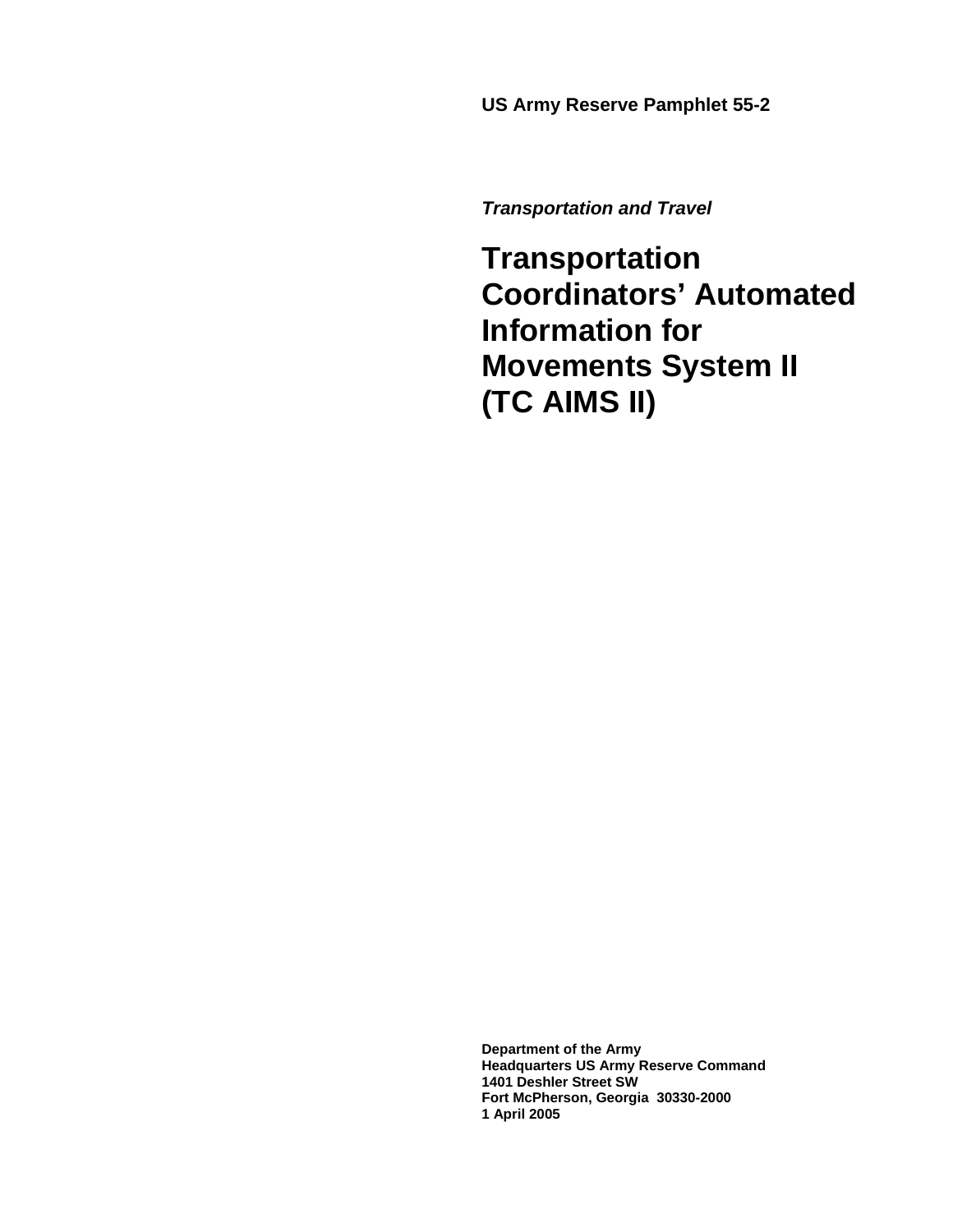**US Army Reserve Pamphlet 55-2**

***Transportation and Travel***

# Transportation Coordinators' Automated Information for Movements System II (TC AIMS II)

**Department of the Army**
**Headquarters US Army Reserve Command**
**1401 Deshler Street SW**
**Fort McPherson, Georgia 30330-2000**
**1 April 2005**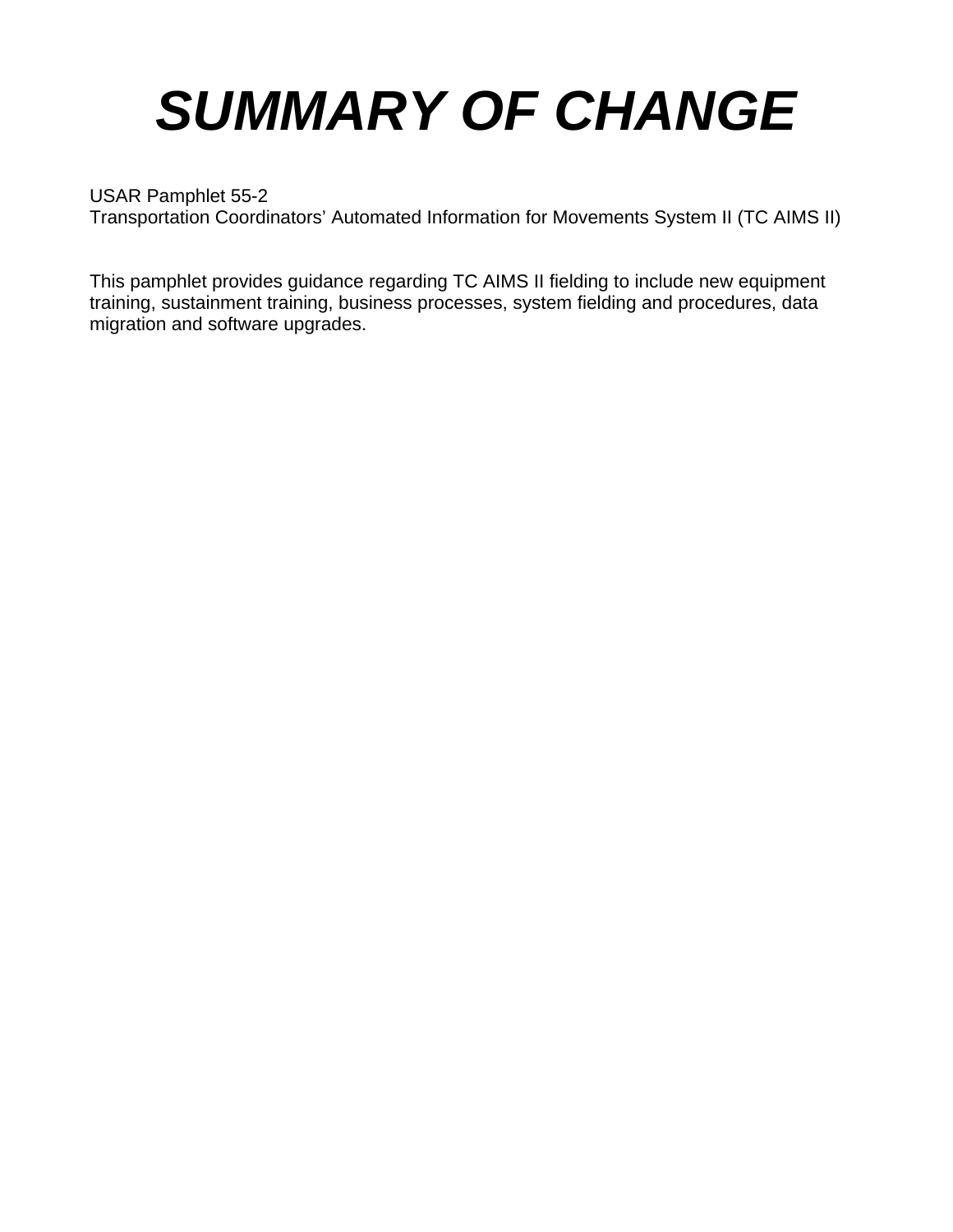# *SUMMARY OF CHANGE*

USAR Pamphlet 55-2
Transportation Coordinators' Automated Information for Movements System II (TC AIMS II)

This pamphlet provides guidance regarding TC AIMS II fielding to include new equipment training, sustainment training, business processes, system fielding and procedures, data migration and software upgrades.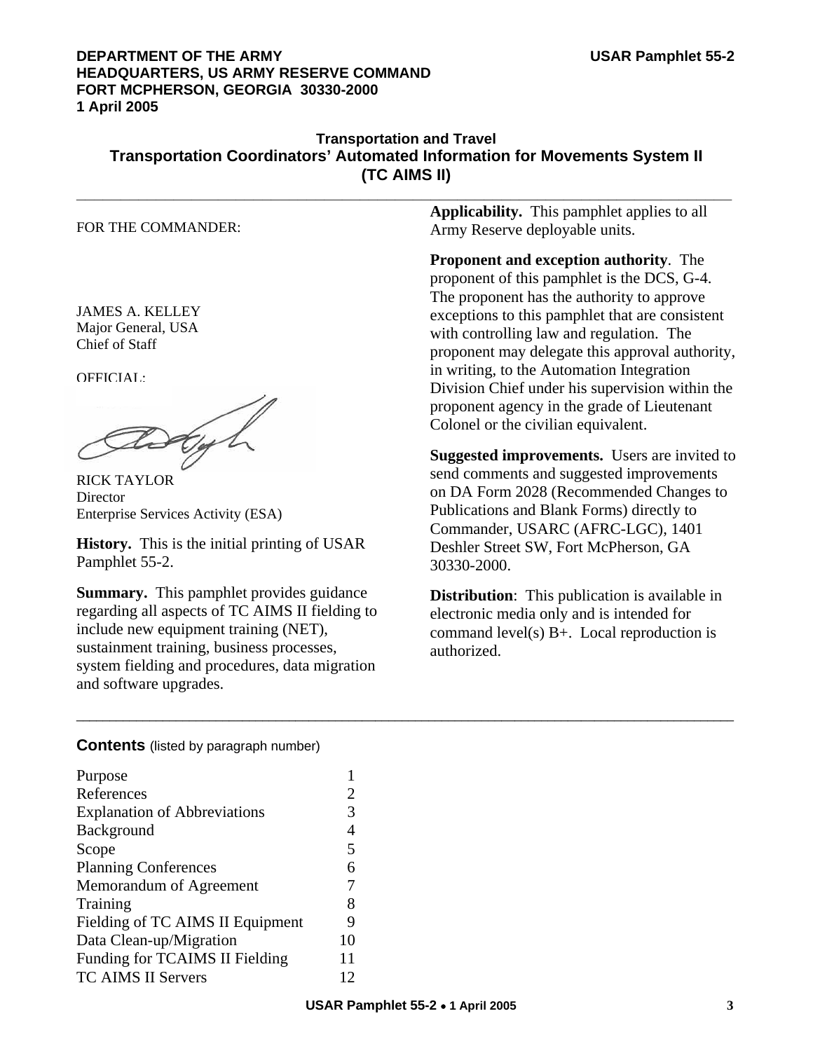DEPARTMENT OF THE ARMY
HEADQUARTERS, US ARMY RESERVE COMMAND
FORT MCPHERSON, GEORGIA 30330-2000
1 April 2005

**USAR Pamphlet 55-2**

# Transportation and Travel

## Transportation Coordinators' Automated Information for Movements System II (TC AIMS II)

FOR THE COMMANDER:

JAMES A. KELLEY
Major General, USA
Chief of Staff

OFFICIAL:

RICK TAYLOR
Director
Enterprise Services Activity (ESA)

**History.** This is the initial printing of USAR Pamphlet 55-2.

**Summary.** This pamphlet provides guidance regarding all aspects of TC AIMS II fielding to include new equipment training (NET), sustainment training, business processes, system fielding and procedures, data migration and software upgrades.

**Applicability.** This pamphlet applies to all Army Reserve deployable units.

**Proponent and exception authority**. The proponent of this pamphlet is the DCS, G-4. The proponent has the authority to approve exceptions to this pamphlet that are consistent with controlling law and regulation. The proponent may delegate this approval authority, in writing, to the Automation Integration Division Chief under his supervision within the proponent agency in the grade of Lieutenant Colonel or the civilian equivalent.

**Suggested improvements.** Users are invited to send comments and suggested improvements on DA Form 2028 (Recommended Changes to Publications and Blank Forms) directly to Commander, USARC (AFRC-LGC), 1401 Deshler Street SW, Fort McPherson, GA 30330-2000.

**Distribution**: This publication is available in electronic media only and is intended for command level(s) B+. Local reproduction is authorized.

**Contents** (listed by paragraph number)

| | |
|---|---|
| Purpose | 1 |
| References | 2 |
| Explanation of Abbreviations | 3 |
| Background | 4 |
| Scope | 5 |
| Planning Conferences | 6 |
| Memorandum of Agreement | 7 |
| Training | 8 |
| Fielding of TC AIMS II Equipment | 9 |
| Data Clean-up/Migration | 10 |
| Funding for TCAIMS II Fielding | 11 |
| TC AIMS II Servers | 12 |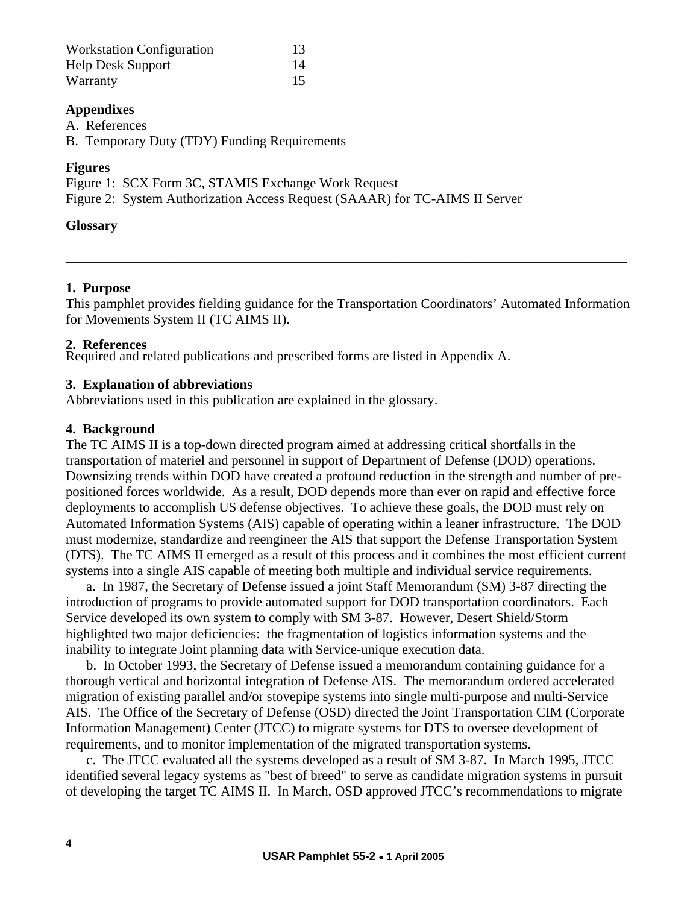| | |
|---|---|
| Workstation Configuration | 13 |
| Help Desk Support | 14 |
| Warranty | 15 |

**Appendixes**

A. References
B. Temporary Duty (TDY) Funding Requirements

**Figures**

Figure 1: SCX Form 3C, STAMIS Exchange Work Request
Figure 2: System Authorization Access Request (SAAAR) for TC-AIMS II Server

**Glossary**

---

## 1. Purpose

This pamphlet provides fielding guidance for the Transportation Coordinators' Automated Information for Movements System II (TC AIMS II).

## 2. References

Required and related publications and prescribed forms are listed in Appendix A.

## 3. Explanation of abbreviations

Abbreviations used in this publication are explained in the glossary.

## 4. Background

The TC AIMS II is a top-down directed program aimed at addressing critical shortfalls in the transportation of materiel and personnel in support of Department of Defense (DOD) operations. Downsizing trends within DOD have created a profound reduction in the strength and number of pre-positioned forces worldwide. As a result, DOD depends more than ever on rapid and effective force deployments to accomplish US defense objectives. To achieve these goals, the DOD must rely on Automated Information Systems (AIS) capable of operating within a leaner infrastructure. The DOD must modernize, standardize and reengineer the AIS that support the Defense Transportation System (DTS). The TC AIMS II emerged as a result of this process and it combines the most efficient current systems into a single AIS capable of meeting both multiple and individual service requirements.

a. In 1987, the Secretary of Defense issued a joint Staff Memorandum (SM) 3-87 directing the introduction of programs to provide automated support for DOD transportation coordinators. Each Service developed its own system to comply with SM 3-87. However, Desert Shield/Storm highlighted two major deficiencies: the fragmentation of logistics information systems and the inability to integrate Joint planning data with Service-unique execution data.

b. In October 1993, the Secretary of Defense issued a memorandum containing guidance for a thorough vertical and horizontal integration of Defense AIS. The memorandum ordered accelerated migration of existing parallel and/or stovepipe systems into single multi-purpose and multi-Service AIS. The Office of the Secretary of Defense (OSD) directed the Joint Transportation CIM (Corporate Information Management) Center (JTCC) to migrate systems for DTS to oversee development of requirements, and to monitor implementation of the migrated transportation systems.

c. The JTCC evaluated all the systems developed as a result of SM 3-87. In March 1995, JTCC identified several legacy systems as "best of breed" to serve as candidate migration systems in pursuit of developing the target TC AIMS II. In March, OSD approved JTCC's recommendations to migrate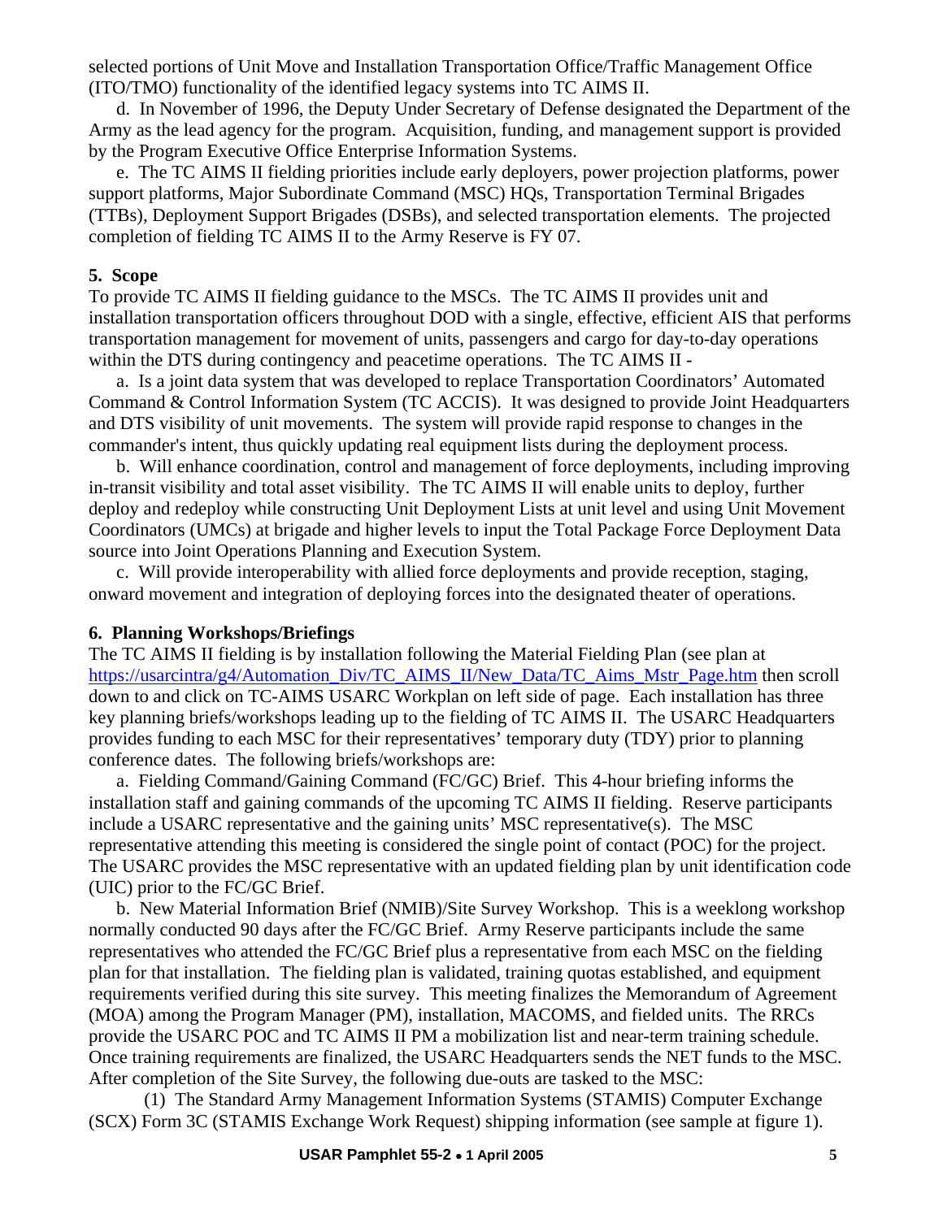selected portions of Unit Move and Installation Transportation Office/Traffic Management Office (ITO/TMO) functionality of the identified legacy systems into TC AIMS II.

d. In November of 1996, the Deputy Under Secretary of Defense designated the Department of the Army as the lead agency for the program. Acquisition, funding, and management support is provided by the Program Executive Office Enterprise Information Systems.

e. The TC AIMS II fielding priorities include early deployers, power projection platforms, power support platforms, Major Subordinate Command (MSC) HQs, Transportation Terminal Brigades (TTBs), Deployment Support Brigades (DSBs), and selected transportation elements. The projected completion of fielding TC AIMS II to the Army Reserve is FY 07.

**5. Scope**

To provide TC AIMS II fielding guidance to the MSCs. The TC AIMS II provides unit and installation transportation officers throughout DOD with a single, effective, efficient AIS that performs transportation management for movement of units, passengers and cargo for day-to-day operations within the DTS during contingency and peacetime operations. The TC AIMS II -

a. Is a joint data system that was developed to replace Transportation Coordinators' Automated Command & Control Information System (TC ACCIS). It was designed to provide Joint Headquarters and DTS visibility of unit movements. The system will provide rapid response to changes in the commander's intent, thus quickly updating real equipment lists during the deployment process.

b. Will enhance coordination, control and management of force deployments, including improving in-transit visibility and total asset visibility. The TC AIMS II will enable units to deploy, further deploy and redeploy while constructing Unit Deployment Lists at unit level and using Unit Movement Coordinators (UMCs) at brigade and higher levels to input the Total Package Force Deployment Data source into Joint Operations Planning and Execution System.

c. Will provide interoperability with allied force deployments and provide reception, staging, onward movement and integration of deploying forces into the designated theater of operations.

**6. Planning Workshops/Briefings**

The TC AIMS II fielding is by installation following the Material Fielding Plan (see plan at https://usarcintra/g4/Automation_Div/TC_AIMS_II/New_Data/TC_Aims_Mstr_Page.htm then scroll down to and click on TC-AIMS USARC Workplan on left side of page. Each installation has three key planning briefs/workshops leading up to the fielding of TC AIMS II. The USARC Headquarters provides funding to each MSC for their representatives' temporary duty (TDY) prior to planning conference dates. The following briefs/workshops are:

a. Fielding Command/Gaining Command (FC/GC) Brief. This 4-hour briefing informs the installation staff and gaining commands of the upcoming TC AIMS II fielding. Reserve participants include a USARC representative and the gaining units' MSC representative(s). The MSC representative attending this meeting is considered the single point of contact (POC) for the project. The USARC provides the MSC representative with an updated fielding plan by unit identification code (UIC) prior to the FC/GC Brief.

b. New Material Information Brief (NMIB)/Site Survey Workshop. This is a weeklong workshop normally conducted 90 days after the FC/GC Brief. Army Reserve participants include the same representatives who attended the FC/GC Brief plus a representative from each MSC on the fielding plan for that installation. The fielding plan is validated, training quotas established, and equipment requirements verified during this site survey. This meeting finalizes the Memorandum of Agreement (MOA) among the Program Manager (PM), installation, MACOMS, and fielded units. The RRCs provide the USARC POC and TC AIMS II PM a mobilization list and near-term training schedule. Once training requirements are finalized, the USARC Headquarters sends the NET funds to the MSC. After completion of the Site Survey, the following due-outs are tasked to the MSC:

(1) The Standard Army Management Information Systems (STAMIS) Computer Exchange (SCX) Form 3C (STAMIS Exchange Work Request) shipping information (see sample at figure 1).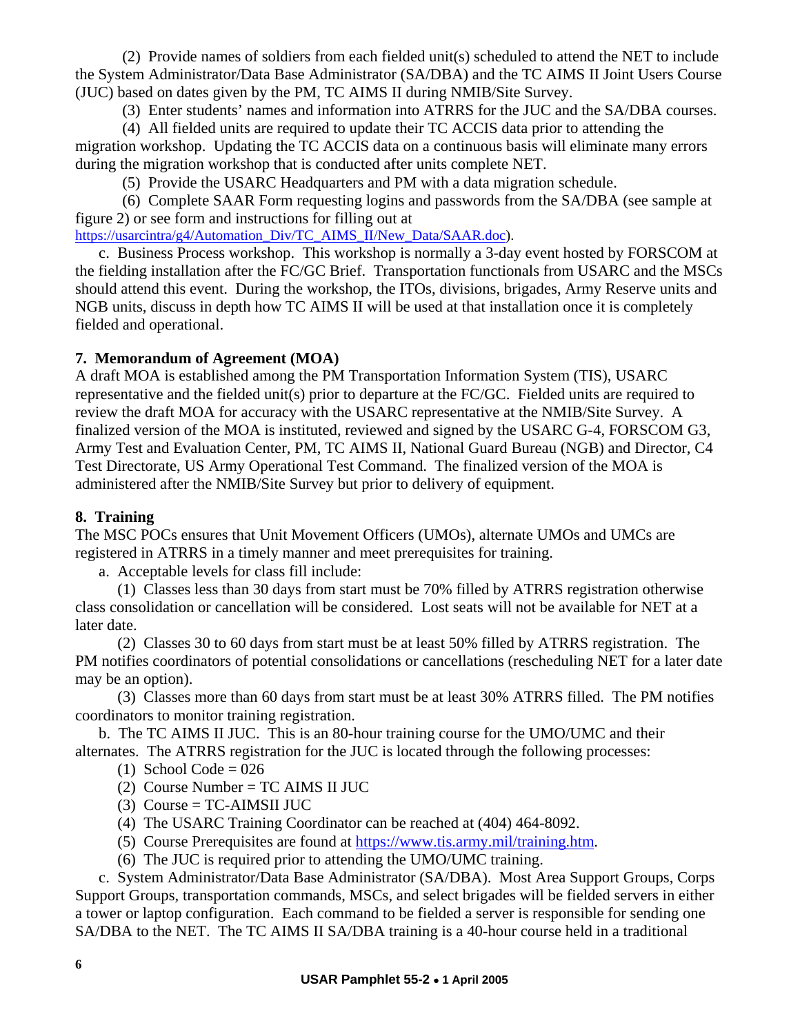(2) Provide names of soldiers from each fielded unit(s) scheduled to attend the NET to include the System Administrator/Data Base Administrator (SA/DBA) and the TC AIMS II Joint Users Course (JUC) based on dates given by the PM, TC AIMS II during NMIB/Site Survey.

(3) Enter students' names and information into ATRRS for the JUC and the SA/DBA courses.

(4) All fielded units are required to update their TC ACCIS data prior to attending the migration workshop. Updating the TC ACCIS data on a continuous basis will eliminate many errors during the migration workshop that is conducted after units complete NET.

(5) Provide the USARC Headquarters and PM with a data migration schedule.

(6) Complete SAAR Form requesting logins and passwords from the SA/DBA (see sample at figure 2) or see form and instructions for filling out at https://usarcintra/g4/Automation_Div/TC_AIMS_II/New_Data/SAAR.doc).

c. Business Process workshop. This workshop is normally a 3-day event hosted by FORSCOM at the fielding installation after the FC/GC Brief. Transportation functionals from USARC and the MSCs should attend this event. During the workshop, the ITOs, divisions, brigades, Army Reserve units and NGB units, discuss in depth how TC AIMS II will be used at that installation once it is completely fielded and operational.

**7. Memorandum of Agreement (MOA)**

A draft MOA is established among the PM Transportation Information System (TIS), USARC representative and the fielded unit(s) prior to departure at the FC/GC. Fielded units are required to review the draft MOA for accuracy with the USARC representative at the NMIB/Site Survey. A finalized version of the MOA is instituted, reviewed and signed by the USARC G-4, FORSCOM G3, Army Test and Evaluation Center, PM, TC AIMS II, National Guard Bureau (NGB) and Director, C4 Test Directorate, US Army Operational Test Command. The finalized version of the MOA is administered after the NMIB/Site Survey but prior to delivery of equipment.

**8. Training**

The MSC POCs ensures that Unit Movement Officers (UMOs), alternate UMOs and UMCs are registered in ATRRS in a timely manner and meet prerequisites for training.

a. Acceptable levels for class fill include:

(1) Classes less than 30 days from start must be 70% filled by ATRRS registration otherwise class consolidation or cancellation will be considered. Lost seats will not be available for NET at a later date.

(2) Classes 30 to 60 days from start must be at least 50% filled by ATRRS registration. The PM notifies coordinators of potential consolidations or cancellations (rescheduling NET for a later date may be an option).

(3) Classes more than 60 days from start must be at least 30% ATRRS filled. The PM notifies coordinators to monitor training registration.

b. The TC AIMS II JUC. This is an 80-hour training course for the UMO/UMC and their alternates. The ATRRS registration for the JUC is located through the following processes:

(1) School Code = 026

(2) Course Number = TC AIMS II JUC

(3) Course = TC-AIMSII JUC

(4) The USARC Training Coordinator can be reached at (404) 464-8092.

(5) Course Prerequisites are found at https://www.tis.army.mil/training.htm.

(6) The JUC is required prior to attending the UMO/UMC training.

c. System Administrator/Data Base Administrator (SA/DBA). Most Area Support Groups, Corps Support Groups, transportation commands, MSCs, and select brigades will be fielded servers in either a tower or laptop configuration. Each command to be fielded a server is responsible for sending one SA/DBA to the NET. The TC AIMS II SA/DBA training is a 40-hour course held in a traditional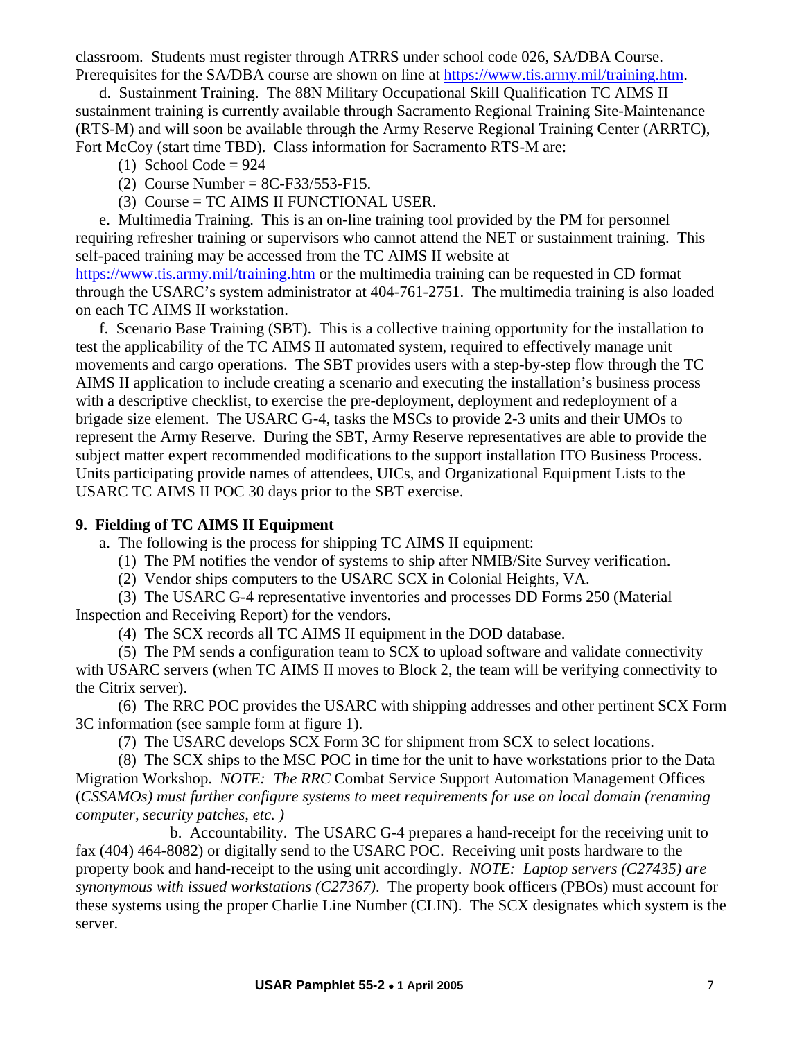classroom. Students must register through ATRRS under school code 026, SA/DBA Course. Prerequisites for the SA/DBA course are shown on line at https://www.tis.army.mil/training.htm.

d. Sustainment Training. The 88N Military Occupational Skill Qualification TC AIMS II sustainment training is currently available through Sacramento Regional Training Site-Maintenance (RTS-M) and will soon be available through the Army Reserve Regional Training Center (ARRTC), Fort McCoy (start time TBD). Class information for Sacramento RTS-M are:

(1) School Code = 924

(2) Course Number = 8C-F33/553-F15.

(3) Course = TC AIMS II FUNCTIONAL USER.

e. Multimedia Training. This is an on-line training tool provided by the PM for personnel requiring refresher training or supervisors who cannot attend the NET or sustainment training. This self-paced training may be accessed from the TC AIMS II website at https://www.tis.army.mil/training.htm or the multimedia training can be requested in CD format through the USARC's system administrator at 404-761-2751. The multimedia training is also loaded on each TC AIMS II workstation.

f. Scenario Base Training (SBT). This is a collective training opportunity for the installation to test the applicability of the TC AIMS II automated system, required to effectively manage unit movements and cargo operations. The SBT provides users with a step-by-step flow through the TC AIMS II application to include creating a scenario and executing the installation's business process with a descriptive checklist, to exercise the pre-deployment, deployment and redeployment of a brigade size element. The USARC G-4, tasks the MSCs to provide 2-3 units and their UMOs to represent the Army Reserve. During the SBT, Army Reserve representatives are able to provide the subject matter expert recommended modifications to the support installation ITO Business Process. Units participating provide names of attendees, UICs, and Organizational Equipment Lists to the USARC TC AIMS II POC 30 days prior to the SBT exercise.

**9. Fielding of TC AIMS II Equipment**

a. The following is the process for shipping TC AIMS II equipment:

(1) The PM notifies the vendor of systems to ship after NMIB/Site Survey verification.

(2) Vendor ships computers to the USARC SCX in Colonial Heights, VA.

(3) The USARC G-4 representative inventories and processes DD Forms 250 (Material Inspection and Receiving Report) for the vendors.

(4) The SCX records all TC AIMS II equipment in the DOD database.

(5) The PM sends a configuration team to SCX to upload software and validate connectivity with USARC servers (when TC AIMS II moves to Block 2, the team will be verifying connectivity to the Citrix server).

(6) The RRC POC provides the USARC with shipping addresses and other pertinent SCX Form 3C information (see sample form at figure 1).

(7) The USARC develops SCX Form 3C for shipment from SCX to select locations.

(8) The SCX ships to the MSC POC in time for the unit to have workstations prior to the Data Migration Workshop. *NOTE: The RRC* Combat Service Support Automation Management Offices (*CSSAMOs) must further configure systems to meet requirements for use on local domain (renaming computer, security patches, etc. )*

b. Accountability. The USARC G-4 prepares a hand-receipt for the receiving unit to fax (404) 464-8082) or digitally send to the USARC POC. Receiving unit posts hardware to the property book and hand-receipt to the using unit accordingly. *NOTE: Laptop servers (C27435) are synonymous with issued workstations (C27367)*. The property book officers (PBOs) must account for these systems using the proper Charlie Line Number (CLIN). The SCX designates which system is the server.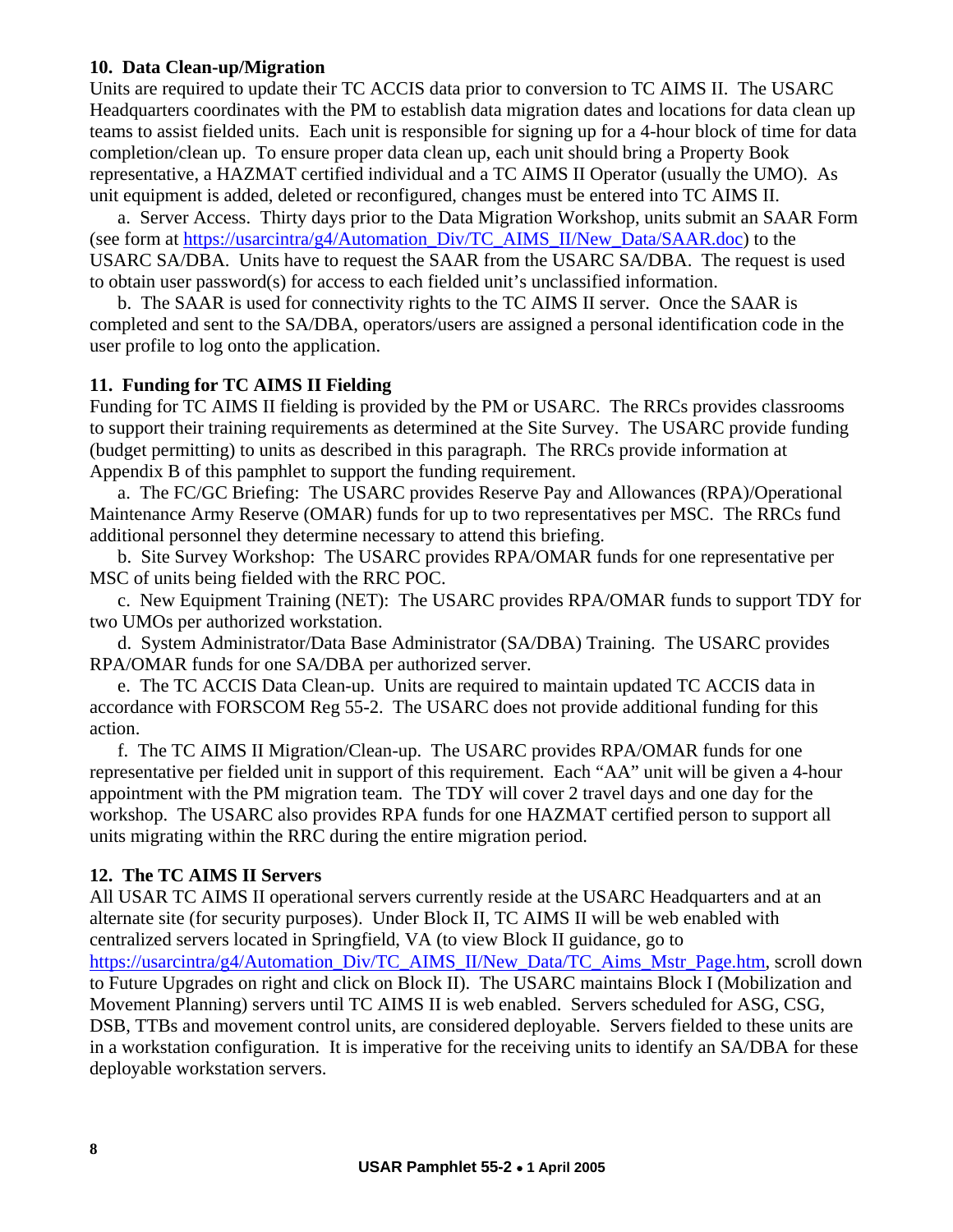**10. Data Clean-up/Migration**

Units are required to update their TC ACCIS data prior to conversion to TC AIMS II. The USARC Headquarters coordinates with the PM to establish data migration dates and locations for data clean up teams to assist fielded units. Each unit is responsible for signing up for a 4-hour block of time for data completion/clean up. To ensure proper data clean up, each unit should bring a Property Book representative, a HAZMAT certified individual and a TC AIMS II Operator (usually the UMO). As unit equipment is added, deleted or reconfigured, changes must be entered into TC AIMS II.

a. Server Access. Thirty days prior to the Data Migration Workshop, units submit an SAAR Form (see form at https://usarcintra/g4/Automation_Div/TC_AIMS_II/New_Data/SAAR.doc) to the USARC SA/DBA. Units have to request the SAAR from the USARC SA/DBA. The request is used to obtain user password(s) for access to each fielded unit's unclassified information.

b. The SAAR is used for connectivity rights to the TC AIMS II server. Once the SAAR is completed and sent to the SA/DBA, operators/users are assigned a personal identification code in the user profile to log onto the application.

**11. Funding for TC AIMS II Fielding**

Funding for TC AIMS II fielding is provided by the PM or USARC. The RRCs provides classrooms to support their training requirements as determined at the Site Survey. The USARC provide funding (budget permitting) to units as described in this paragraph. The RRCs provide information at Appendix B of this pamphlet to support the funding requirement.

a. The FC/GC Briefing: The USARC provides Reserve Pay and Allowances (RPA)/Operational Maintenance Army Reserve (OMAR) funds for up to two representatives per MSC. The RRCs fund additional personnel they determine necessary to attend this briefing.

b. Site Survey Workshop: The USARC provides RPA/OMAR funds for one representative per MSC of units being fielded with the RRC POC.

c. New Equipment Training (NET): The USARC provides RPA/OMAR funds to support TDY for two UMOs per authorized workstation.

d. System Administrator/Data Base Administrator (SA/DBA) Training. The USARC provides RPA/OMAR funds for one SA/DBA per authorized server.

e. The TC ACCIS Data Clean-up. Units are required to maintain updated TC ACCIS data in accordance with FORSCOM Reg 55-2. The USARC does not provide additional funding for this action.

f. The TC AIMS II Migration/Clean-up. The USARC provides RPA/OMAR funds for one representative per fielded unit in support of this requirement. Each "AA" unit will be given a 4-hour appointment with the PM migration team. The TDY will cover 2 travel days and one day for the workshop. The USARC also provides RPA funds for one HAZMAT certified person to support all units migrating within the RRC during the entire migration period.

**12. The TC AIMS II Servers**

All USAR TC AIMS II operational servers currently reside at the USARC Headquarters and at an alternate site (for security purposes). Under Block II, TC AIMS II will be web enabled with centralized servers located in Springfield, VA (to view Block II guidance, go to https://usarcintra/g4/Automation_Div/TC_AIMS_II/New_Data/TC_Aims_Mstr_Page.htm, scroll down to Future Upgrades on right and click on Block II). The USARC maintains Block I (Mobilization and Movement Planning) servers until TC AIMS II is web enabled. Servers scheduled for ASG, CSG, DSB, TTBs and movement control units, are considered deployable. Servers fielded to these units are in a workstation configuration. It is imperative for the receiving units to identify an SA/DBA for these deployable workstation servers.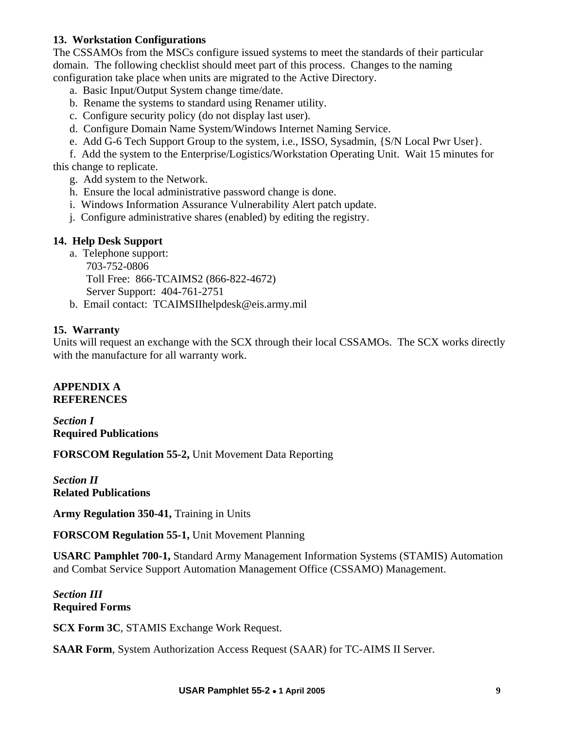**13. Workstation Configurations**

The CSSAMOs from the MSCs configure issued systems to meet the standards of their particular domain. The following checklist should meet part of this process. Changes to the naming configuration take place when units are migrated to the Active Directory.

a. Basic Input/Output System change time/date.

b. Rename the systems to standard using Renamer utility.

c. Configure security policy (do not display last user).

d. Configure Domain Name System/Windows Internet Naming Service.

e. Add G-6 Tech Support Group to the system, i.e., ISSO, Sysadmin, {S/N Local Pwr User}.

f. Add the system to the Enterprise/Logistics/Workstation Operating Unit. Wait 15 minutes for this change to replicate.

g. Add system to the Network.

h. Ensure the local administrative password change is done.

i. Windows Information Assurance Vulnerability Alert patch update.

j. Configure administrative shares (enabled) by editing the registry.

**14. Help Desk Support**

a. Telephone support:
   703-752-0806
   Toll Free: 866-TCAIMS2 (866-822-4672)
   Server Support: 404-761-2751

b. Email contact: TCAIMSIIhelpdesk@eis.army.mil

**15. Warranty**

Units will request an exchange with the SCX through their local CSSAMOs. The SCX works directly with the manufacture for all warranty work.

**APPENDIX A**
**REFERENCES**

***Section I***
**Required Publications**

**FORSCOM Regulation 55-2,** Unit Movement Data Reporting

***Section II***
**Related Publications**

**Army Regulation 350-41,** Training in Units

**FORSCOM Regulation 55-1,** Unit Movement Planning

**USARC Pamphlet 700-1,** Standard Army Management Information Systems (STAMIS) Automation and Combat Service Support Automation Management Office (CSSAMO) Management.

***Section III***
**Required Forms**

**SCX Form 3C**, STAMIS Exchange Work Request.

**SAAR Form**, System Authorization Access Request (SAAR) for TC-AIMS II Server.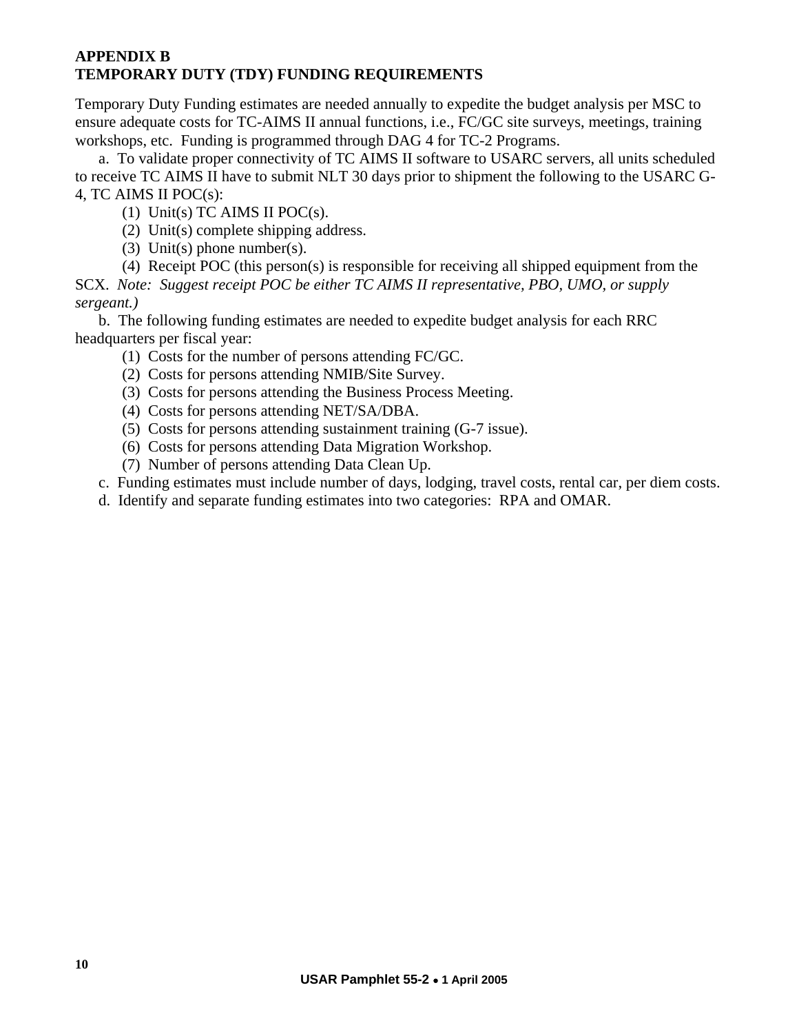**APPENDIX B**
**TEMPORARY DUTY (TDY) FUNDING REQUIREMENTS**

Temporary Duty Funding estimates are needed annually to expedite the budget analysis per MSC to ensure adequate costs for TC-AIMS II annual functions, i.e., FC/GC site surveys, meetings, training workshops, etc. Funding is programmed through DAG 4 for TC-2 Programs.

a. To validate proper connectivity of TC AIMS II software to USARC servers, all units scheduled to receive TC AIMS II have to submit NLT 30 days prior to shipment the following to the USARC G-4, TC AIMS II POC(s):

(1) Unit(s) TC AIMS II POC(s).

(2) Unit(s) complete shipping address.

(3) Unit(s) phone number(s).

(4) Receipt POC (this person(s) is responsible for receiving all shipped equipment from the SCX. *Note: Suggest receipt POC be either TC AIMS II representative, PBO, UMO, or supply sergeant.)*

b. The following funding estimates are needed to expedite budget analysis for each RRC headquarters per fiscal year:

(1) Costs for the number of persons attending FC/GC.

(2) Costs for persons attending NMIB/Site Survey.

(3) Costs for persons attending the Business Process Meeting.

(4) Costs for persons attending NET/SA/DBA.

(5) Costs for persons attending sustainment training (G-7 issue).

(6) Costs for persons attending Data Migration Workshop.

(7) Number of persons attending Data Clean Up.

c. Funding estimates must include number of days, lodging, travel costs, rental car, per diem costs.

d. Identify and separate funding estimates into two categories: RPA and OMAR.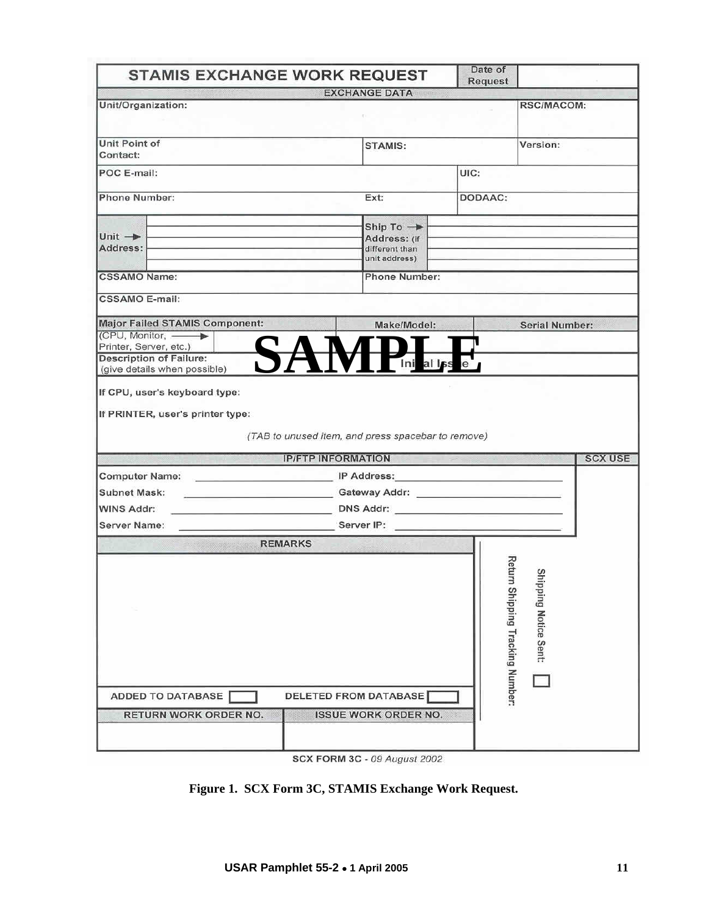# STAMIS EXCHANGE WORK REQUEST

| STAMIS EXCHANGE WORK REQUEST | | | Date of Request | |
|---|---|---|---|---|
| **EXCHANGE DATA** | | | | |
| Unit/Organization: | | | | RSC/MACOM: |
| Unit Point of Contact: | | STAMIS: | | Version: |
| POC E-mail: | | | UIC: | |
| Phone Number: | | Ext: | DODAAC: | |
| Unit → Address: | | Ship To → Address: (if different than unit address) | | |
| CSSAMO Name: | | Phone Number: | | |
| CSSAMO E-mail: | | | | |
| Major Failed STAMIS Component: | | Make/Model: | | Serial Number: |
| (CPU, Monitor, → Printer, Server, etc.) | | | | |
| Description of Failure: (give details when possible) | Initial Issue | | | |

**SAMPLE**

If CPU, user's keyboard type:

If PRINTER, user's printer type:

*(TAB to unused item, and press spacebar to remove)*

| IP/FTP INFORMATION | | SCX USE |
|---|---|---|
| Computer Name: | IP Address: | |
| Subnet Mask: | Gateway Addr: | |
| WINS Addr: | DNS Addr: | |
| Server Name: | Server IP: | |

| REMARKS | | |
|---|---|---|
| | | Return Shipping Tracking Number: / Shipping Notice Sent: ☐ |
| ADDED TO DATABASE ☐ | DELETED FROM DATABASE ☐ | |
| RETURN WORK ORDER NO. | ISSUE WORK ORDER NO. | |
| | | |

SCX FORM 3C - *09 August 2002*

**Figure 1. SCX Form 3C, STAMIS Exchange Work Request.**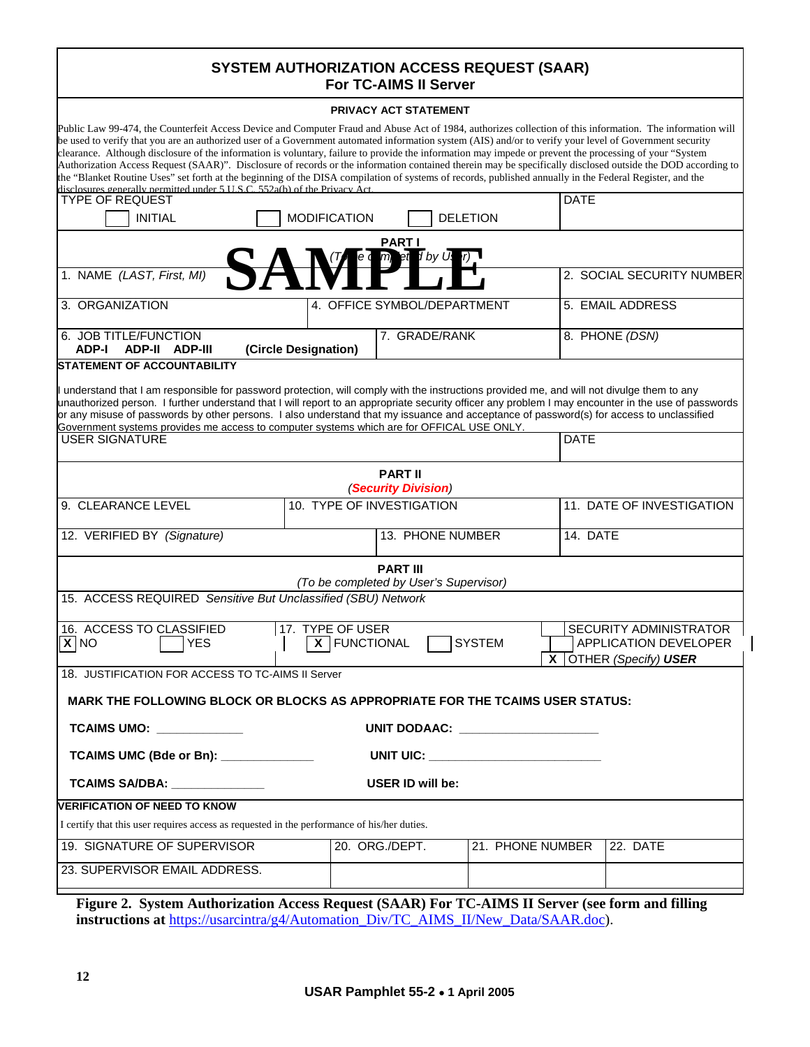## SYSTEM AUTHORIZATION ACCESS REQUEST (SAAR)
## For TC-AIMS II Server

**PRIVACY ACT STATEMENT**

Public Law 99-474, the Counterfeit Access Device and Computer Fraud and Abuse Act of 1984, authorizes collection of this information. The information will be used to verify that you are an authorized user of a Government automated information system (AIS) and/or to verify your level of Government security clearance. Although disclosure of the information is voluntary, failure to provide the information may impede or prevent the processing of your "System Authorization Access Request (SAAR)". Disclosure of records or the information contained therein may be specifically disclosed outside the DOD according to the "Blanket Routine Uses" set forth at the beginning of the DISA compilation of systems of records, published annually in the Federal Register, and the disclosures generally permitted under 5 U.S.C. 552a(b) of the Privacy Act.

| TYPE OF REQUEST | | | DATE |
|---|---|---|---|
| ☐ INITIAL | ☐ MODIFICATION | ☐ DELETION | |

**PART I**
*(To be completed by User)*

**SAMPLE**

| 1. NAME *(LAST, First, MI)* | | 2. SOCIAL SECURITY NUMBER |
|---|---|---|
| 3. ORGANIZATION | 4. OFFICE SYMBOL/DEPARTMENT | 5. EMAIL ADDRESS |
| 6. JOB TITLE/FUNCTION **ADP-I ADP-II ADP-III (Circle Designation)** | 7. GRADE/RANK | 8. PHONE *(DSN)* |

**STATEMENT OF ACCOUNTABILITY**

I understand that I am responsible for password protection, will comply with the instructions provided me, and will not divulge them to any unauthorized person. I further understand that I will report to an appropriate security officer any problem I may encounter in the use of passwords or any misuse of passwords by other persons. I also understand that my issuance and acceptance of password(s) for access to unclassified Government systems provides me access to computer systems which are for OFFICAL USE ONLY.

| USER SIGNATURE | DATE |
|---|---|
| | |

**PART II**
*(**Security Division**)*

| 9. CLEARANCE LEVEL | 10. TYPE OF INVESTIGATION | 11. DATE OF INVESTIGATION |
|---|---|---|
| 12. VERIFIED BY *(Signature)* | 13. PHONE NUMBER | 14. DATE |

**PART III**
*(To be completed by User's Supervisor)*

15. ACCESS REQUIRED *Sensitive But Unclassified (SBU) Network*

| 16. ACCESS TO CLASSIFIED | 17. TYPE OF USER | | |
|---|---|---|---|
| [X] NO ☐ YES | [X] FUNCTIONAL | ☐ SYSTEM | ☐ SECURITY ADMINISTRATOR<br>☐ APPLICATION DEVELOPER<br>[X] OTHER *(Specify)* ***USER*** |

18. JUSTIFICATION FOR ACCESS TO TC-AIMS II Server

**MARK THE FOLLOWING BLOCK OR BLOCKS AS APPROPRIATE FOR THE TCAIMS USER STATUS:**

**TCAIMS UMO:** ____________ **UNIT DODAAC:** ____________________

**TCAIMS UMC (Bde or Bn):** _____________ **UNIT UIC:** _________________________

**TCAIMS SA/DBA:** _____________ **USER ID will be:**

**VERIFICATION OF NEED TO KNOW**

I certify that this user requires access as requested in the performance of his/her duties.

| 19. SIGNATURE OF SUPERVISOR | 20. ORG./DEPT. | 21. PHONE NUMBER | 22. DATE |
|---|---|---|---|
| 23. SUPERVISOR EMAIL ADDRESS. | | | |

**Figure 2. System Authorization Access Request (SAAR) For TC-AIMS II Server (see form and filling instructions at** https://usarcintra/g4/Automation_Div/TC_AIMS_II/New_Data/SAAR.doc**).**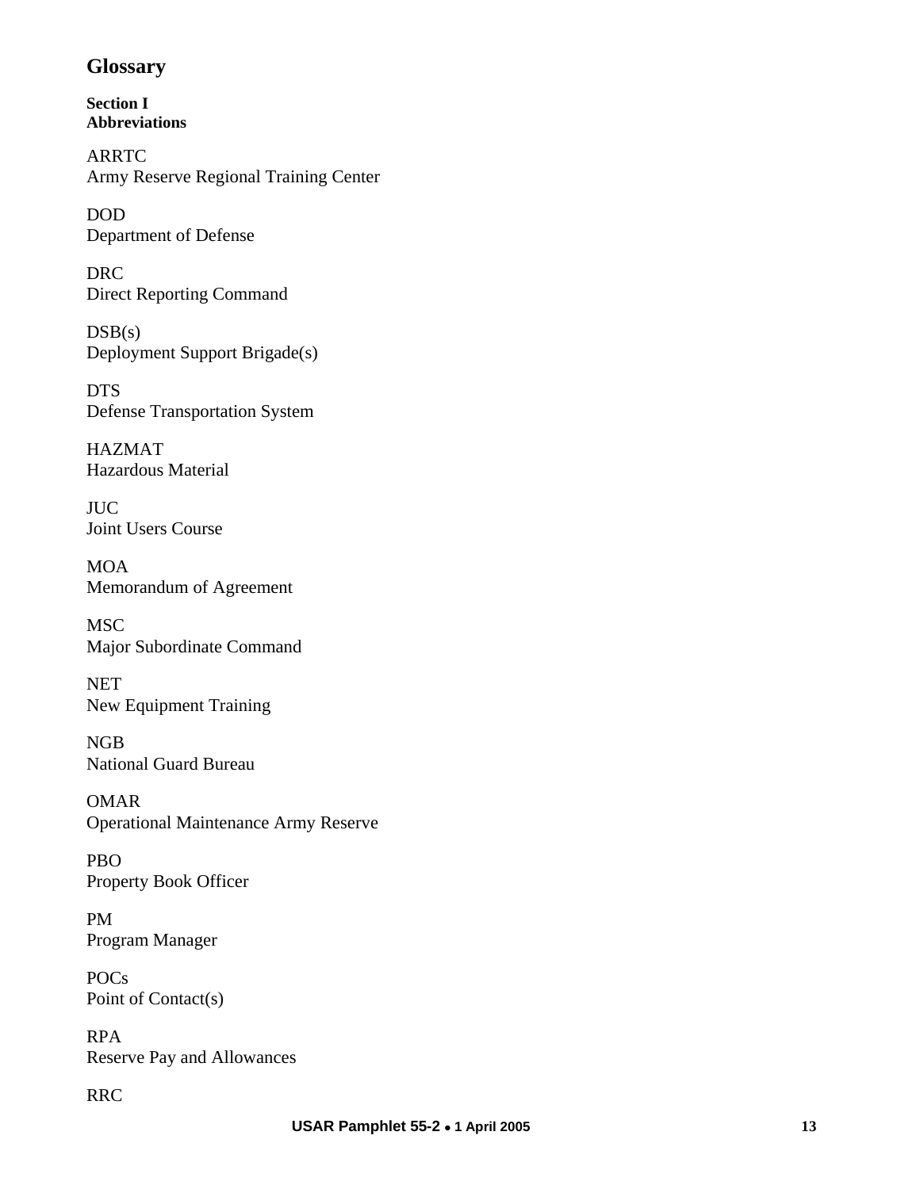# Glossary

**Section I**
**Abbreviations**

ARRTC
Army Reserve Regional Training Center

DOD
Department of Defense

DRC
Direct Reporting Command

DSB(s)
Deployment Support Brigade(s)

DTS
Defense Transportation System

HAZMAT
Hazardous Material

JUC
Joint Users Course

MOA
Memorandum of Agreement

MSC
Major Subordinate Command

NET
New Equipment Training

NGB
National Guard Bureau

OMAR
Operational Maintenance Army Reserve

PBO
Property Book Officer

PM
Program Manager

POCs
Point of Contact(s)

RPA
Reserve Pay and Allowances

RRC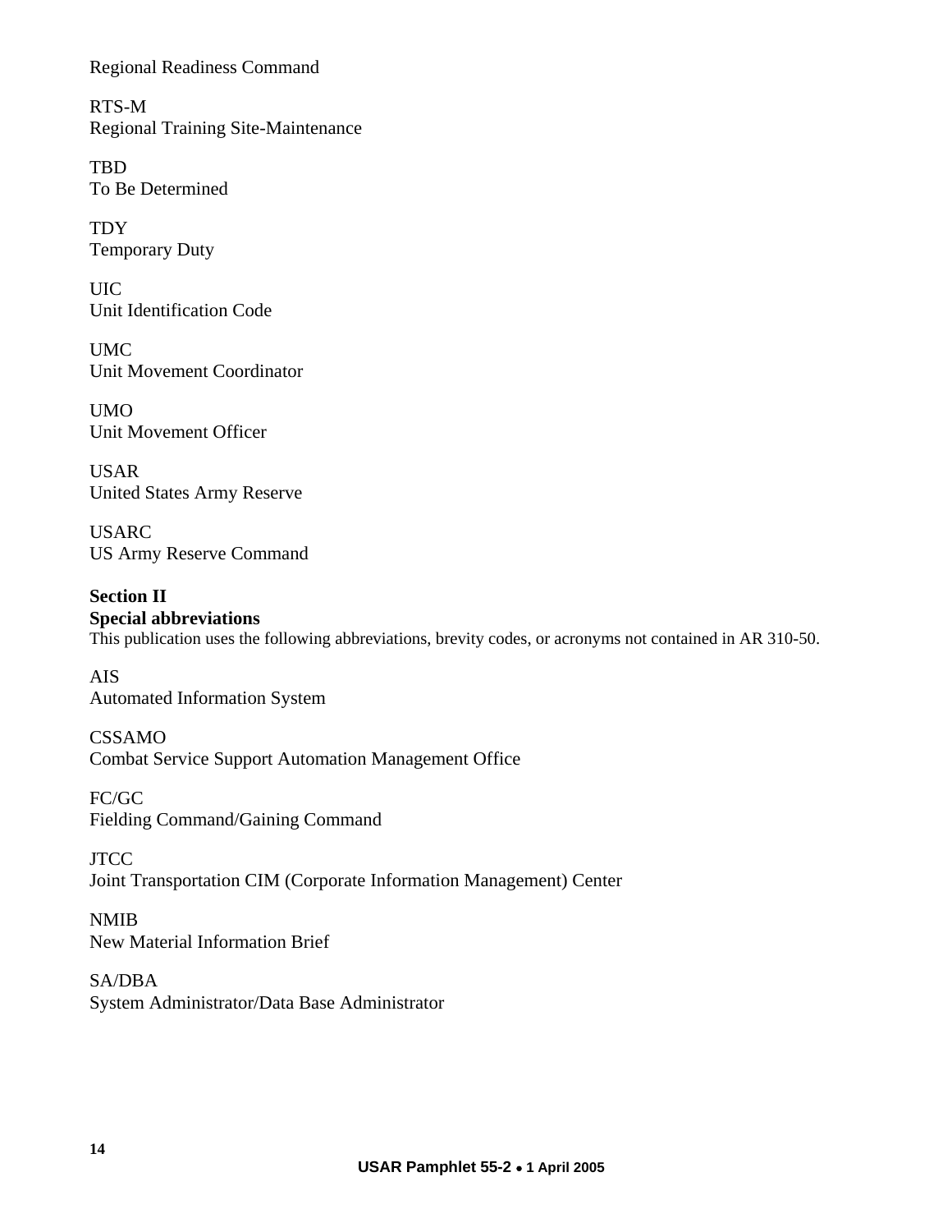Regional Readiness Command

RTS-M
Regional Training Site-Maintenance

TBD
To Be Determined

TDY
Temporary Duty

UIC
Unit Identification Code

UMC
Unit Movement Coordinator

UMO
Unit Movement Officer

USAR
United States Army Reserve

USARC
US Army Reserve Command

**Section II**
**Special abbreviations**
This publication uses the following abbreviations, brevity codes, or acronyms not contained in AR 310-50.

AIS
Automated Information System

CSSAMO
Combat Service Support Automation Management Office

FC/GC
Fielding Command/Gaining Command

JTCC
Joint Transportation CIM (Corporate Information Management) Center

NMIB
New Material Information Brief

SA/DBA
System Administrator/Data Base Administrator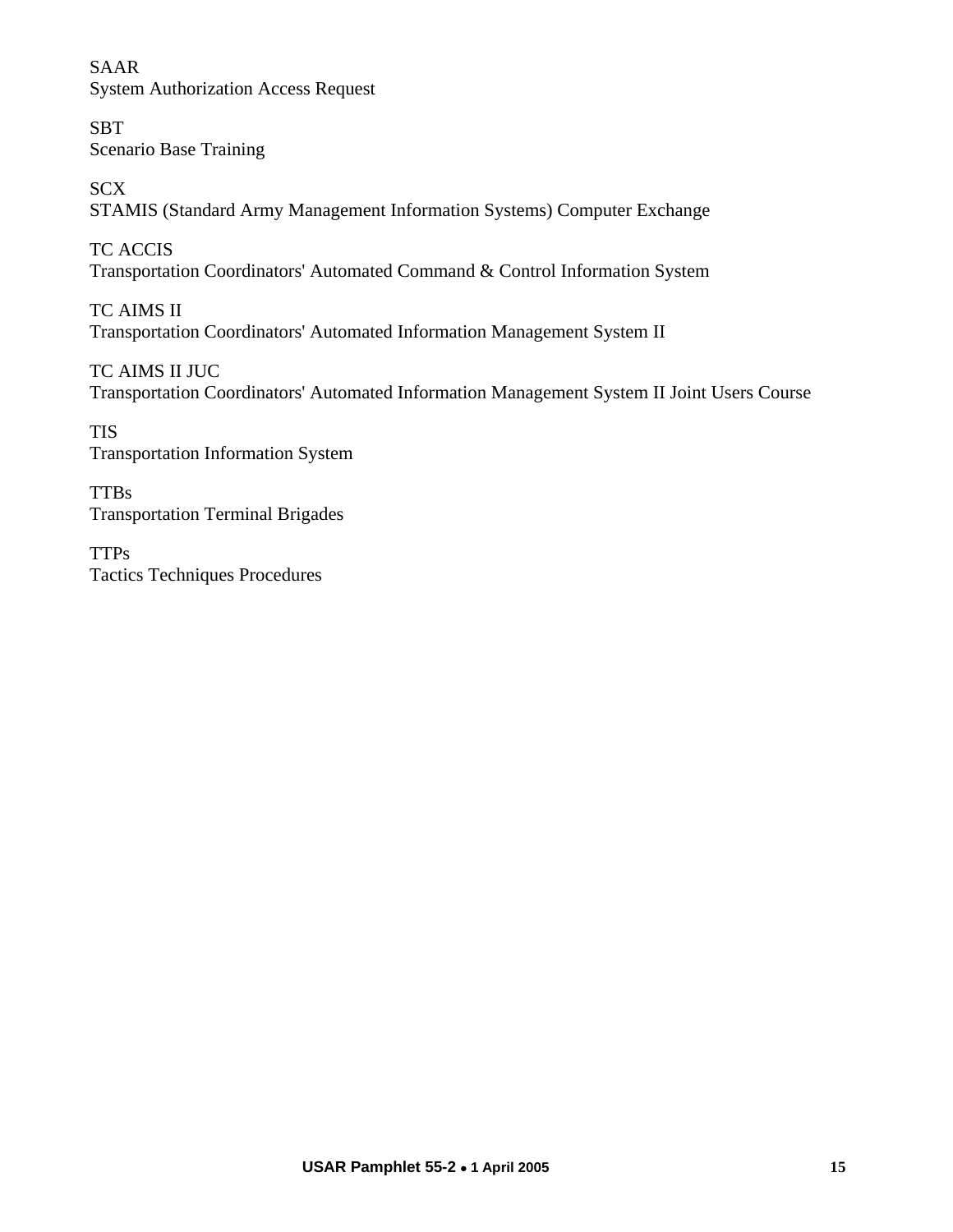SAAR
System Authorization Access Request

SBT
Scenario Base Training

SCX
STAMIS (Standard Army Management Information Systems) Computer Exchange

TC ACCIS
Transportation Coordinators' Automated Command & Control Information System

TC AIMS II
Transportation Coordinators' Automated Information Management System II

TC AIMS II JUC
Transportation Coordinators' Automated Information Management System II Joint Users Course

TIS
Transportation Information System

TTBs
Transportation Terminal Brigades

TTPs
Tactics Techniques Procedures